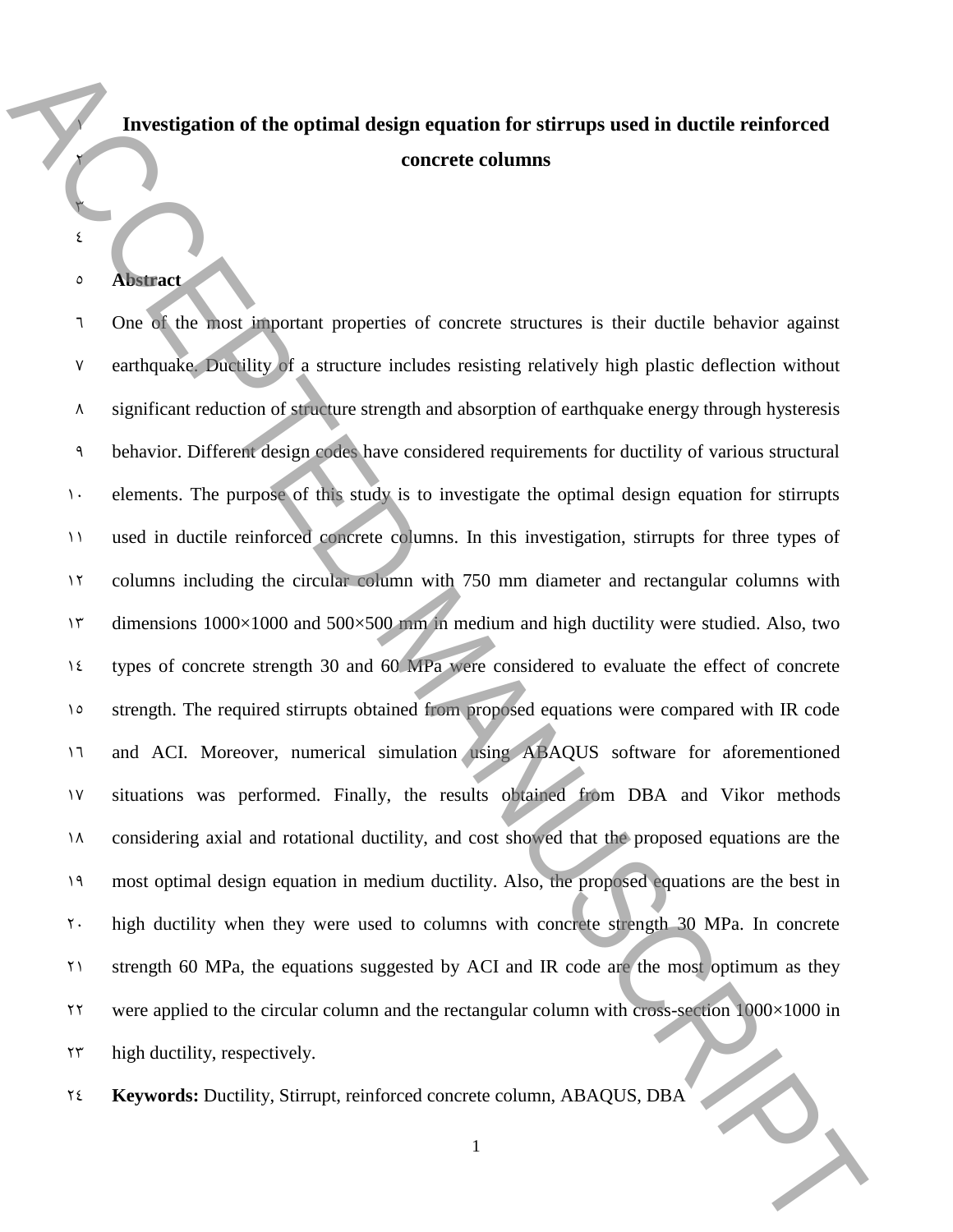# Investigation of the optimal design equation for stirrups used in ductile reinforced concrete columns

## Abstract

One of the most important properties of concrete structures is their ductile behavior against earthquake. Ductility of a structure includes resisting relatively high plastic deflection without significant reduction of structure strength and absorption of earthquake energy through hysteresis behavior. Different design codes have considered requirements for ductility of various structural elements. The purpose of this study is to investigate the optimal design equation for stirrupts used in ductile reinforced concrete columns. In this investigation, stirrupts for three types of columns including the circular column with 750 mm diameter and rectangular columns with dimensions 1000×1000 and 500×500 mm in medium and high ductility were studied. Also, two types of concrete strength 30 and 60 MPa were considered to evaluate the effect of concrete strength. The required stirrupts obtained from proposed equations were compared with IR code and ACI. Moreover, numerical simulation using ABAQUS software for aforementioned situations was performed. Finally, the results obtained from DBA and Vikor methods considering axial and rotational ductility, and cost showed that the proposed equations are the most optimal design equation in medium ductility. Also, the proposed equations are the best in high ductility when they were used to columns with concrete strength 30 MPa. In concrete strength 60 MPa, the equations suggested by ACI and IR code are the most optimum as they were applied to the circular column and the rectangular column with cross-section 1000×1000 in high ductility, respectively.

**Keywords:** Ductility, Stirrupt, reinforced concrete column, ABAQUS, DBA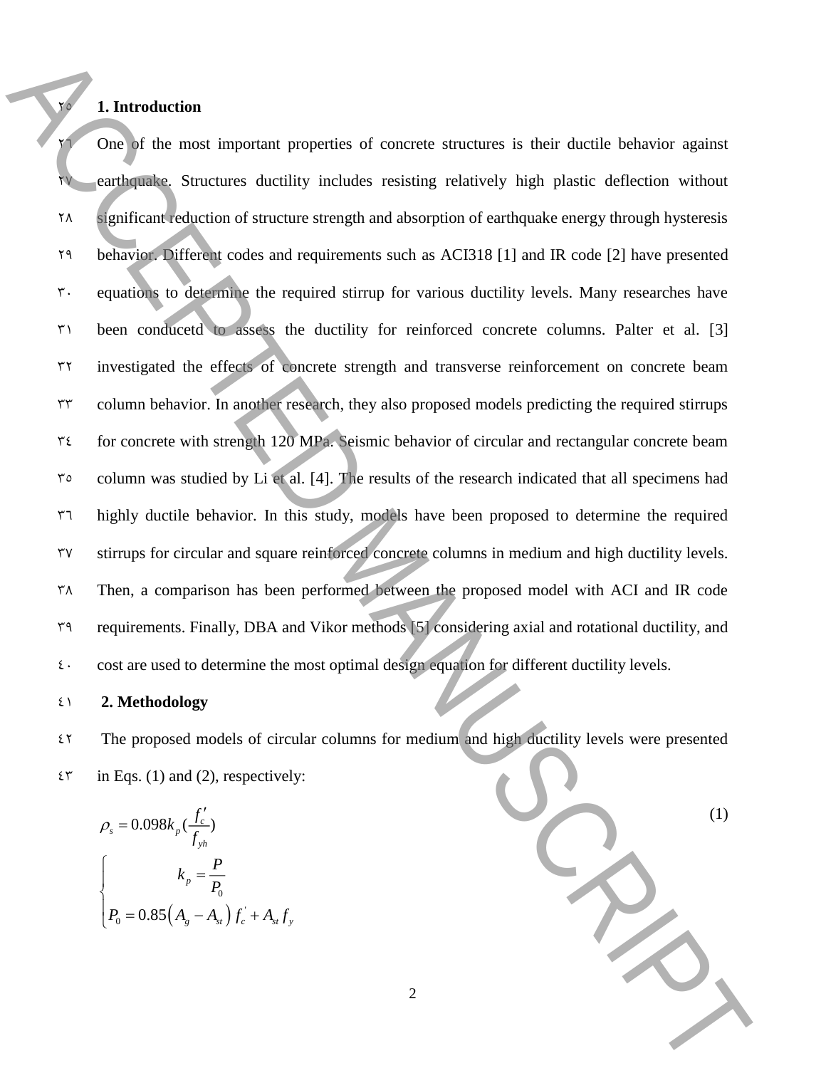## 1. Introduction

One of the most important properties of concrete structures is their ductile behavior against earthquake. Structures ductility includes resisting relatively high plastic deflection without significant reduction of structure strength and absorption of earthquake energy through hysteresis behavior. Different codes and requirements such as ACI318 [1] and IR code [2] have presented equations to determine the required stirrup for various ductility levels. Many researches have been conducetd to assess the ductility for reinforced concrete columns. Palter et al. [3] investigated the effects of concrete strength and transverse reinforcement on concrete beam column behavior. In another research, they also proposed models predicting the required stirrups for concrete with strength 120 MPa. Seismic behavior of circular and rectangular concrete beam column was studied by Li et al. [4]. The results of the research indicated that all specimens had highly ductile behavior. In this study, models have been proposed to determine the required stirrups for circular and square reinforced concrete columns in medium and high ductility levels. Then, a comparison has been performed between the proposed model with ACI and IR code requirements. Finally, DBA and Vikor methods [5] considering axial and rotational ductility, and cost are used to determine the most optimal design equation for different ductility levels.

## 2. Methodology

The proposed models of circular columns for medium and high ductility levels were presented in Eqs. (1) and (2), respectively:

$$\rho_s = 0.098 k_p \left(\frac{f'_c}{f_{yh}}\right) \tag{1}$$

$$\begin{cases} k_p = \dfrac{P}{P_0} \\ P_0 = 0.85\left(A_g - A_{st}\right) f'_c + A_{st} f_y \end{cases}$$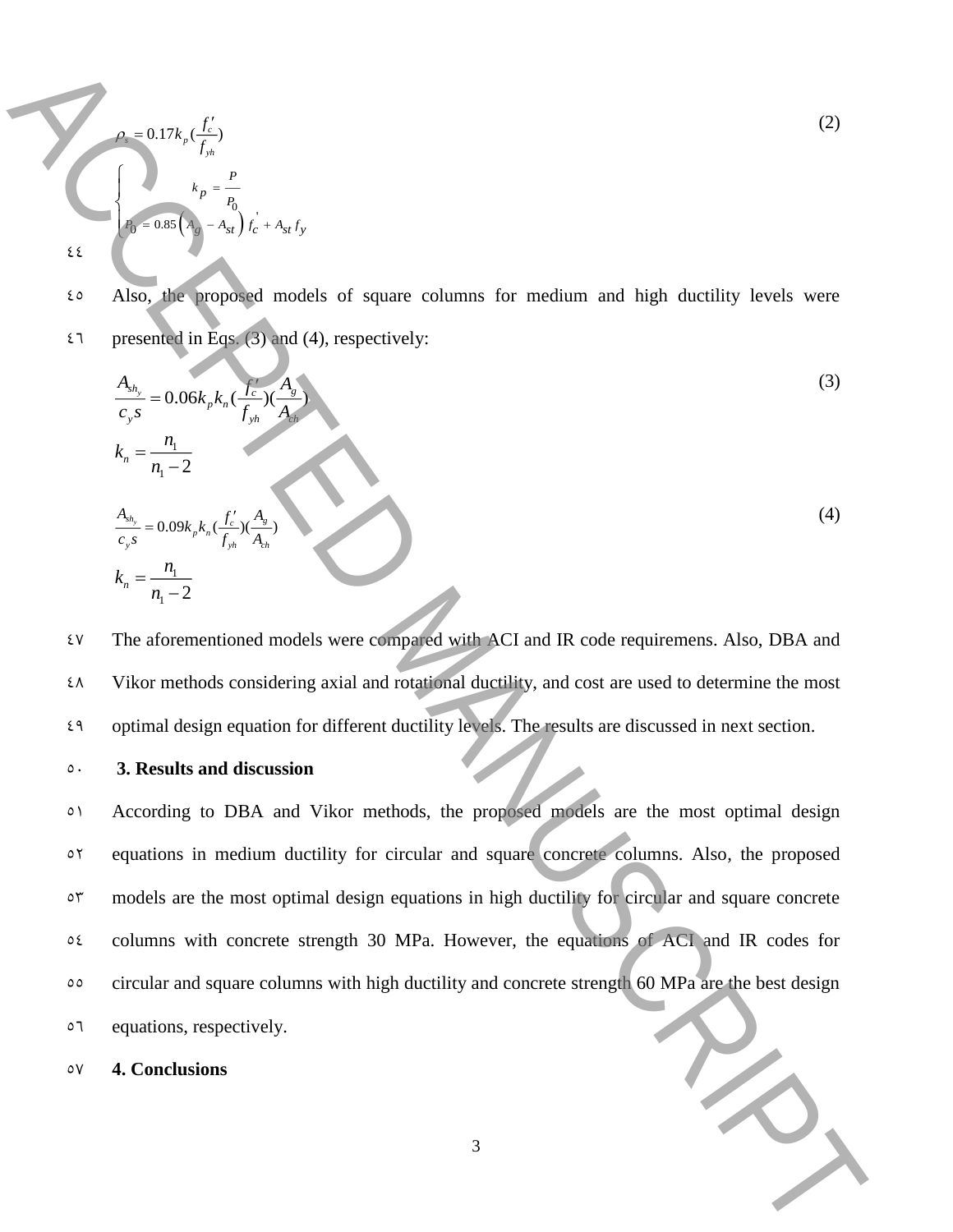$$\rho_s = 0.17 k_p (\frac{f_c'}{f_{yh}}) \tag{2}$$

$$\begin{cases} k_p = \dfrac{P}{P_0} \\ P_0 = 0.85\left(A_g - A_{st}\right) f_c' + A_{st} f_y \end{cases}$$

Also, the proposed models of square columns for medium and high ductility levels were presented in Eqs. (3) and (4), respectively:

$$\frac{A_{sh_y}}{c_y s} = 0.06 k_p k_n (\frac{f_c'}{f_{yh}})(\frac{A_g}{A_{ch}}) \tag{3}$$

$$k_n = \frac{n_1}{n_1 - 2}$$

$$\frac{A_{sh_y}}{c_y s} = 0.09 k_p k_n (\frac{f_c'}{f_{yh}})(\frac{A_g}{A_{ch}}) \tag{4}$$

$$k_n = \frac{n_1}{n_1 - 2}$$

The aforementioned models were compared with ACI and IR code requiremens. Also, DBA and Vikor methods considering axial and rotational ductility, and cost are used to determine the most optimal design equation for different ductility levels. The results are discussed in next section.

## 3. Results and discussion

According to DBA and Vikor methods, the proposed models are the most optimal design equations in medium ductility for circular and square concrete columns. Also, the proposed models are the most optimal design equations in high ductility for circular and square concrete columns with concrete strength 30 MPa. However, the equations of ACI and IR codes for circular and square columns with high ductility and concrete strength 60 MPa are the best design equations, respectively.

## 4. Conclusions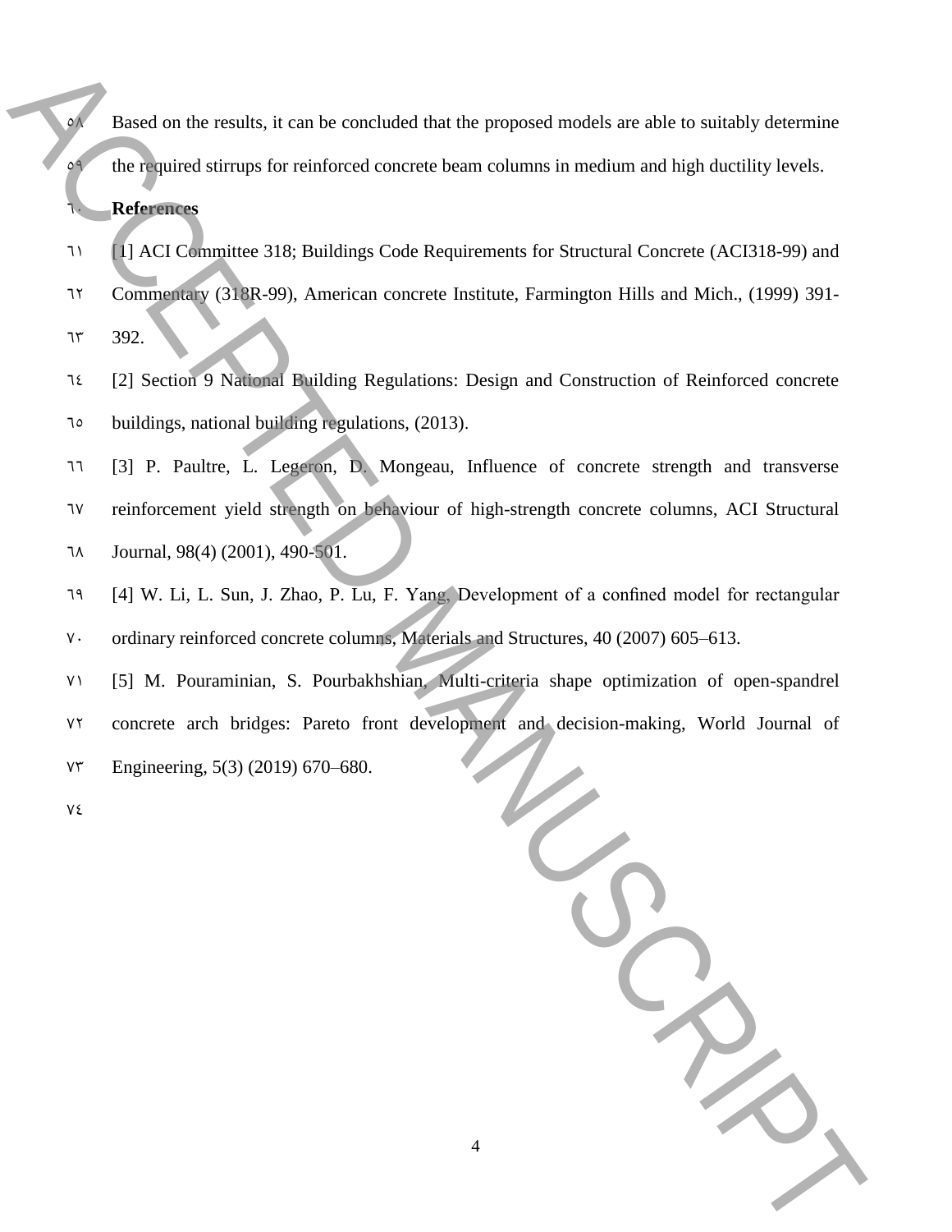Based on the results, it can be concluded that the proposed models are able to suitably determine the required stirrups for reinforced concrete beam columns in medium and high ductility levels.

**References**

[1] ACI Committee 318; Buildings Code Requirements for Structural Concrete (ACI318-99) and Commentary (318R-99), American concrete Institute, Farmington Hills and Mich., (1999) 391-392.

[2] Section 9 National Building Regulations: Design and Construction of Reinforced concrete buildings, national building regulations, (2013).

[3] P. Paultre, L. Legeron, D. Mongeau, Influence of concrete strength and transverse reinforcement yield strength on behaviour of high-strength concrete columns, ACI Structural Journal, 98(4) (2001), 490-501.

[4] W. Li, L. Sun, J. Zhao, P. Lu, F. Yang, Development of a confined model for rectangular ordinary reinforced concrete columns, Materials and Structures, 40 (2007) 605–613.

[5] M. Pouraminian, S. Pourbakhshian, Multi-criteria shape optimization of open-spandrel concrete arch bridges: Pareto front development and decision-making, World Journal of Engineering, 5(3) (2019) 670–680.